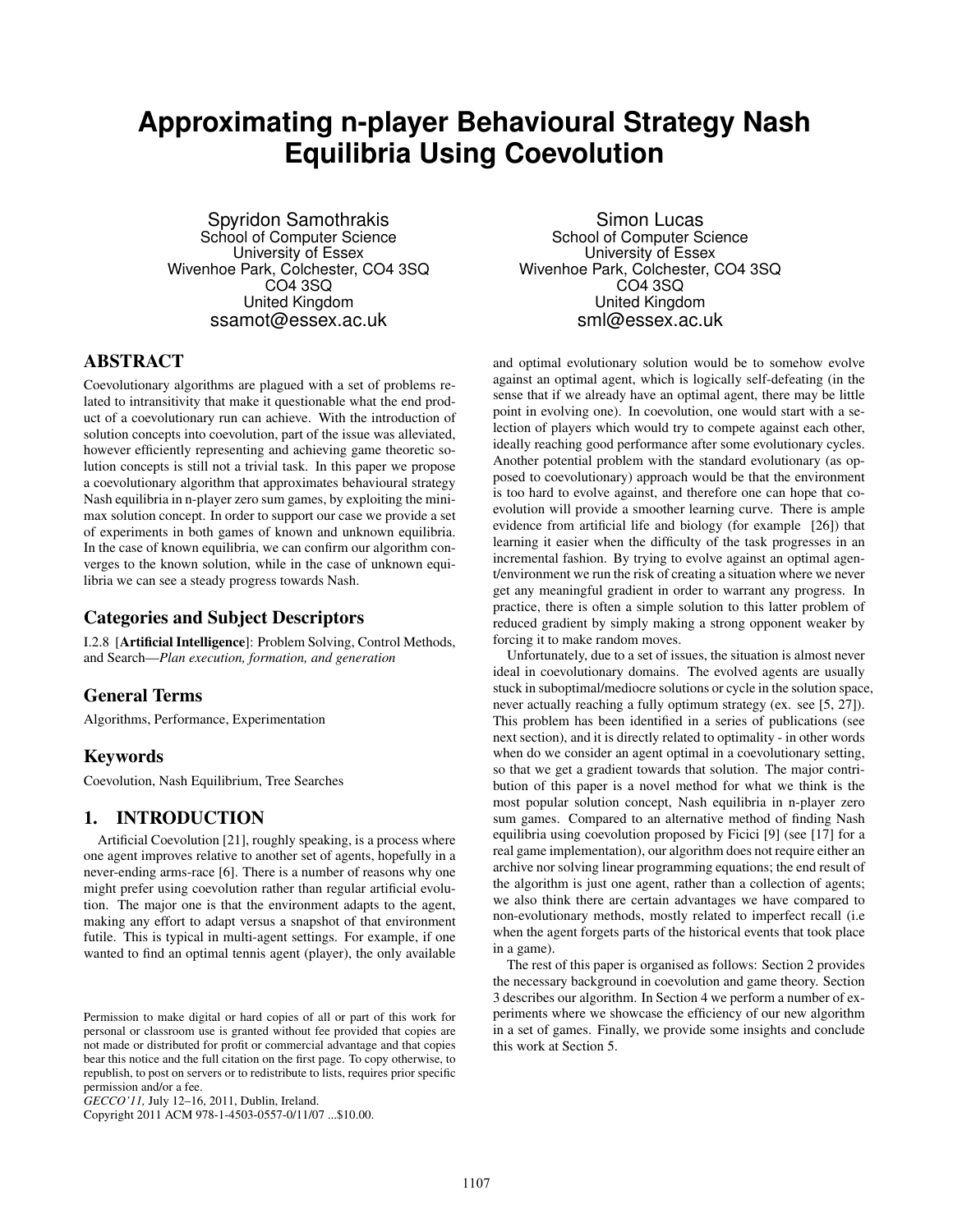# Approximating n-player Behavioural Strategy Nash Equilibria Using Coevolution

Spyridon Samothrakis
School of Computer Science
University of Essex
Wivenhoe Park, Colchester, CO4 3SQ
CO4 3SQ
United Kingdom
ssamot@essex.ac.uk

Simon Lucas
School of Computer Science
University of Essex
Wivenhoe Park, Colchester, CO4 3SQ
CO4 3SQ
United Kingdom
sml@essex.ac.uk

## ABSTRACT

Coevolutionary algorithms are plagued with a set of problems related to intransitivity that make it questionable what the end product of a coevolutionary run can achieve. With the introduction of solution concepts into coevolution, part of the issue was alleviated, however efficiently representing and achieving game theoretic solution concepts is still not a trivial task. In this paper we propose a coevolutionary algorithm that approximates behavioural strategy Nash equilibria in n-player zero sum games, by exploiting the minimax solution concept. In order to support our case we provide a set of experiments in both games of known and unknown equilibria. In the case of known equilibria, we can confirm our algorithm converges to the known solution, while in the case of unknown equilibria we can see a steady progress towards Nash.

## Categories and Subject Descriptors

I.2.8 [**Artificial Intelligence**]: Problem Solving, Control Methods, and Search—*Plan execution, formation, and generation*

## General Terms

Algorithms, Performance, Experimentation

## Keywords

Coevolution, Nash Equilibrium, Tree Searches

## 1. INTRODUCTION

Artificial Coevolution [21], roughly speaking, is a process where one agent improves relative to another set of agents, hopefully in a never-ending arms-race [6]. There is a number of reasons why one might prefer using coevolution rather than regular artificial evolution. The major one is that the environment adapts to the agent, making any effort to adapt versus a snapshot of that environment futile. This is typical in multi-agent settings. For example, if one wanted to find an optimal tennis agent (player), the only available and optimal evolutionary solution would be to somehow evolve against an optimal agent, which is logically self-defeating (in the sense that if we already have an optimal agent, there may be little point in evolving one). In coevolution, one would start with a selection of players which would try to compete against each other, ideally reaching good performance after some evolutionary cycles. Another potential problem with the standard evolutionary (as opposed to coevolutionary) approach would be that the environment is too hard to evolve against, and therefore one can hope that coevolution will provide a smoother learning curve. There is ample evidence from artificial life and biology (for example [26]) that learning it easier when the difficulty of the task progresses in an incremental fashion. By trying to evolve against an optimal agent/environment we run the risk of creating a situation where we never get any meaningful gradient in order to warrant any progress. In practice, there is often a simple solution to this latter problem of reduced gradient by simply making a strong opponent weaker by forcing it to make random moves.

Unfortunately, due to a set of issues, the situation is almost never ideal in coevolutionary domains. The evolved agents are usually stuck in suboptimal/mediocre solutions or cycle in the solution space, never actually reaching a fully optimum strategy (ex. see [5, 27]). This problem has been identified in a series of publications (see next section), and it is directly related to optimality - in other words when do we consider an agent optimal in a coevolutionary setting, so that we get a gradient towards that solution. The major contribution of this paper is a novel method for what we think is the most popular solution concept, Nash equilibria in n-player zero sum games. Compared to an alternative method of finding Nash equilibria using coevolution proposed by Ficici [9] (see [17] for a real game implementation), our algorithm does not require either an archive nor solving linear programming equations; the end result of the algorithm is just one agent, rather than a collection of agents; we also think there are certain advantages we have compared to non-evolutionary methods, mostly related to imperfect recall (i.e when the agent forgets parts of the historical events that took place in a game).

The rest of this paper is organised as follows: Section 2 provides the necessary background in coevolution and game theory. Section 3 describes our algorithm. In Section 4 we perform a number of experiments where we showcase the efficiency of our new algorithm in a set of games. Finally, we provide some insights and conclude this work at Section 5.

Permission to make digital or hard copies of all or part of this work for personal or classroom use is granted without fee provided that copies are not made or distributed for profit or commercial advantage and that copies bear this notice and the full citation on the first page. To copy otherwise, to republish, to post on servers or to redistribute to lists, requires prior specific permission and/or a fee.
*GECCO'11,* July 12–16, 2011, Dublin, Ireland.
Copyright 2011 ACM 978-1-4503-0557-0/11/07 ...$10.00.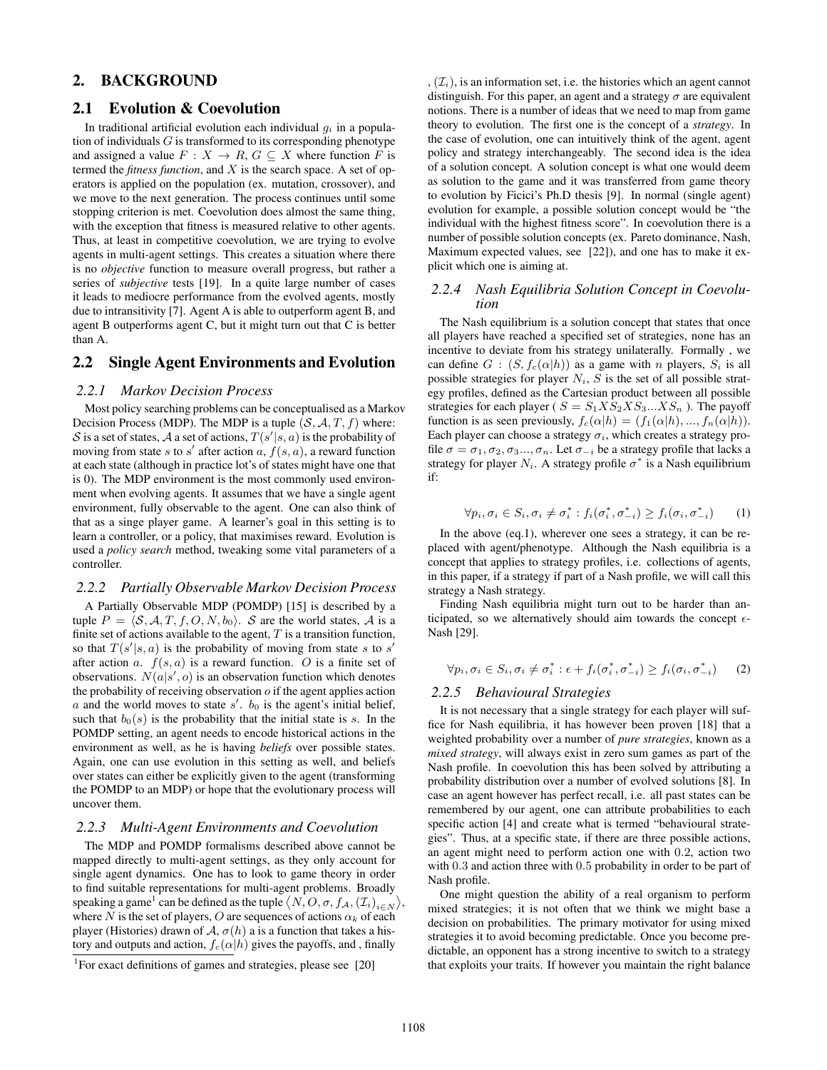## 2. BACKGROUND

### 2.1 Evolution & Coevolution

In traditional artificial evolution each individual $g_i$ in a population of individuals $G$ is transformed to its corresponding phenotype and assigned a value $F : X \rightarrow R, G \subseteq X$ where function $F$ is termed the *fitness function*, and $X$ is the search space. A set of operators is applied on the population (ex. mutation, crossover), and we move to the next generation. The process continues until some stopping criterion is met. Coevolution does almost the same thing, with the exception that fitness is measured relative to other agents. Thus, at least in competitive coevolution, we are trying to evolve agents in multi-agent settings. This creates a situation where there is no *objective* function to measure overall progress, but rather a series of *subjective* tests [19]. In a quite large number of cases it leads to mediocre performance from the evolved agents, mostly due to intransitivity [7]. Agent A is able to outperform agent B, and agent B outperforms agent C, but it might turn out that C is better than A.

### 2.2 Single Agent Environments and Evolution

#### 2.2.1 Markov Decision Process

Most policy searching problems can be conceptualised as a Markov Decision Process (MDP). The MDP is a tuple $(\mathcal{S}, \mathcal{A}, T, f)$ where: $\mathcal{S}$ is a set of states, $\mathcal{A}$ a set of actions, $T(s'|s, a)$ is the probability of moving from state $s$ to $s'$ after action $a$, $f(s, a)$, a reward function at each state (although in practice lot's of states might have one that is 0). The MDP environment is the most commonly used environment when evolving agents. It assumes that we have a single agent environment, fully observable to the agent. One can also think of that as a singe player game. A learner's goal in this setting is to learn a controller, or a policy, that maximises reward. Evolution is used a *policy search* method, tweaking some vital parameters of a controller.

#### 2.2.2 Partially Observable Markov Decision Process

A Partially Observable MDP (POMDP) [15] is described by a tuple $P = \langle \mathcal{S}, \mathcal{A}, T, f, O, N, b_0 \rangle$. $\mathcal{S}$ are the world states, $\mathcal{A}$ is a finite set of actions available to the agent, $T$ is a transition function, so that $T(s'|s, a)$ is the probability of moving from state $s$ to $s'$ after action $a$. $f(s, a)$ is a reward function. $O$ is a finite set of observations. $N(a|s', o)$ is an observation function which denotes the probability of receiving observation $o$ if the agent applies action $a$ and the world moves to state $s'$. $b_0$ is the agent's initial belief, such that $b_0(s)$ is the probability that the initial state is $s$. In the POMDP setting, an agent needs to encode historical actions in the environment as well, as he is having *beliefs* over possible states. Again, one can use evolution in this setting as well, and beliefs over states can either be explicitly given to the agent (transforming the POMDP to an MDP) or hope that the evolutionary process will uncover them.

#### 2.2.3 Multi-Agent Environments and Coevolution

The MDP and POMDP formalisms described above cannot be mapped directly to multi-agent settings, as they only account for single agent dynamics. One has to look to game theory in order to find suitable representations for multi-agent problems. Broadly speaking a game[1] can be defined as the tuple $\langle N, O, \sigma, f_{\mathcal{A}}, (\mathcal{I}_i)_{i \in N} \rangle$, where $N$ is the set of players, $O$ are sequences of actions $\alpha_k$ of each player (Histories) drawn of $\mathcal{A}$, $\sigma(h)$ a is a function that takes a history and outputs and action, $f_c(\alpha|h)$ gives the payoffs, and , finally , $(\mathcal{I}_i)$, is an information set, i.e. the histories which an agent cannot distinguish. For this paper, an agent and a strategy $\sigma$ are equivalent notions. There is a number of ideas that we need to map from game theory to evolution. The first one is the concept of a *strategy*. In the case of evolution, one can intuitively think of the agent, agent policy and strategy interchangeably. The second idea is the idea of a solution concept. A solution concept is what one would deem as solution to the game and it was transferred from game theory to evolution by Ficici's Ph.D thesis [9]. In normal (single agent) evolution for example, a possible solution concept would be "the individual with the highest fitness score". In coevolution there is a number of possible solution concepts (ex. Pareto dominance, Nash, Maximum expected values, see [22]), and one has to make it explicit which one is aiming at.

[1] For exact definitions of games and strategies, please see [20]

#### 2.2.4 Nash Equilibria Solution Concept in Coevolution

The Nash equilibrium is a solution concept that states that once all players have reached a specified set of strategies, none has an incentive to deviate from his strategy unilaterally. Formally , we can define $G : (S, f_c(\alpha|h))$ as a game with $n$ players, $S_i$ is all possible strategies for player $N_i$, $S$ is the set of all possible strategy profiles, defined as the Cartesian product between all possible strategies for each player ( $S = S_1 X S_2 X S_3 ... X S_n$ ). The payoff function is as seen previously, $f_c(\alpha|h) = (f_1(\alpha|h), ..., f_n(\alpha|h))$. Each player can choose a strategy $\sigma_i$, which creates a strategy profile $\sigma = \sigma_1, \sigma_2, \sigma_3 ..., \sigma_n$. Let $\sigma_{-i}$ be a strategy profile that lacks a strategy for player $N_i$. A strategy profile $\sigma^*$ is a Nash equilibrium if:

$$\forall p_i, \sigma_i \in S_i, \sigma_i \neq \sigma_i^* : f_i(\sigma_i^*, \sigma_{-i}^*) \geq f_i(\sigma_i, \sigma_{-i}^*) \quad (1)$$

In the above (eq.1), wherever one sees a strategy, it can be replaced with agent/phenotype. Although the Nash equilibria is a concept that applies to strategy profiles, i.e. collections of agents, in this paper, if a strategy if part of a Nash profile, we will call this strategy a Nash strategy.

Finding Nash equilibria might turn out to be harder than anticipated, so we alternatively should aim towards the concept $\epsilon$-Nash [29].

$$\forall p_i, \sigma_i \in S_i, \sigma_i \neq \sigma_i^* : \epsilon + f_i(\sigma_i^*, \sigma_{-i}^*) \geq f_i(\sigma_i, \sigma_{-i}^*) \quad (2)$$

#### 2.2.5 Behavioural Strategies

It is not necessary that a single strategy for each player will suffice for Nash equilibria, it has however been proven [18] that a weighted probability over a number of *pure strategies*, known as a *mixed strategy*, will always exist in zero sum games as part of the Nash profile. In coevolution this has been solved by attributing a probability distribution over a number of evolved solutions [8]. In case an agent however has perfect recall, i.e. all past states can be remembered by our agent, one can attribute probabilities to each specific action [4] and create what is termed "behavioural strategies". Thus, at a specific state, if there are three possible actions, an agent might need to perform action one with 0.2, action two with 0.3 and action three with 0.5 probability in order to be part of Nash profile.

One might question the ability of a real organism to perform mixed strategies; it is not often that we think we might base a decision on probabilities. The primary motivator for using mixed strategies it to avoid becoming predictable. Once you become predictable, an opponent has a strong incentive to switch to a strategy that exploits your traits. If however you maintain the right balance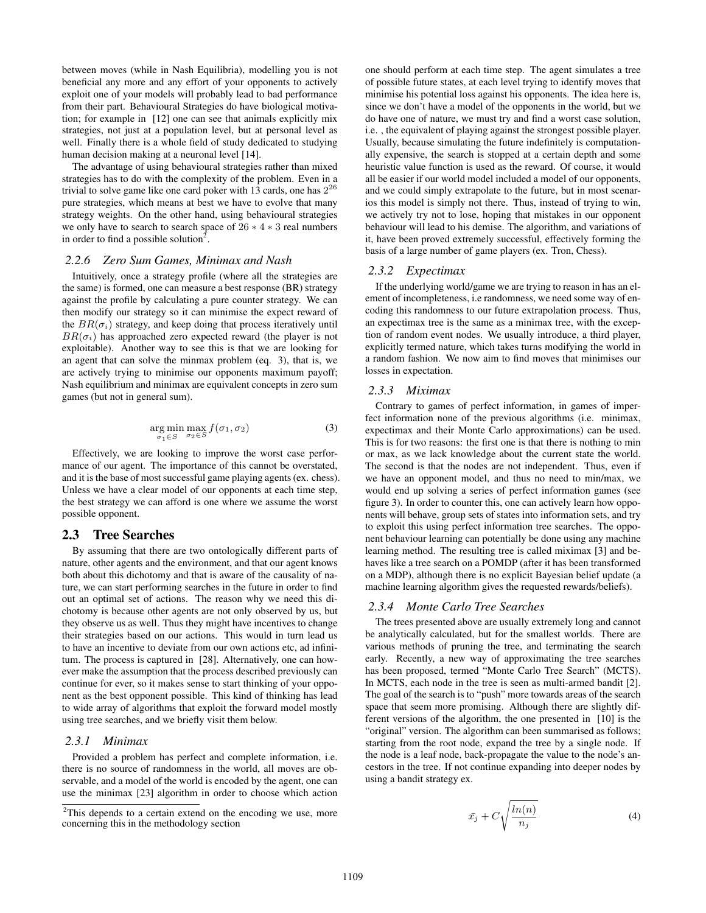between moves (while in Nash Equilibria), modelling you is not beneficial any more and any effort of your opponents to actively exploit one of your models will probably lead to bad performance from their part. Behavioural Strategies do have biological motivation; for example in [12] one can see that animals explicitly mix strategies, not just at a population level, but at personal level as well. Finally there is a whole field of study dedicated to studying human decision making at a neuronal level [14].

The advantage of using behavioural strategies rather than mixed strategies has to do with the complexity of the problem. Even in a trivial to solve game like one card poker with 13 cards, one has $2^{26}$ pure strategies, which means at best we have to evolve that many strategy weights. On the other hand, using behavioural strategies we only have to search to search space of $26 * 4 * 3$ real numbers in order to find a possible solution[2].

### 2.2.6 Zero Sum Games, Minimax and Nash

Intuitively, once a strategy profile (where all the strategies are the same) is formed, one can measure a best response (BR) strategy against the profile by calculating a pure counter strategy. We can then modify our strategy so it can minimise the expect reward of the $BR(\sigma_i)$ strategy, and keep doing that process iteratively until $BR(\sigma_i)$ has approached zero expected reward (the player is not exploitable). Another way to see this is that we are looking for an agent that can solve the minmax problem (eq. 3), that is, we are actively trying to minimise our opponents maximum payoff; Nash equilibrium and minimax are equivalent concepts in zero sum games (but not in general sum).

$$\arg\min_{\sigma_1 \in S} \max_{\sigma_2 \in S} f(\sigma_1, \sigma_2) \tag{3}$$

Effectively, we are looking to improve the worst case performance of our agent. The importance of this cannot be overstated, and it is the base of most successful game playing agents (ex. chess). Unless we have a clear model of our opponents at each time step, the best strategy we can afford is one where we assume the worst possible opponent.

## 2.3 Tree Searches

By assuming that there are two ontologically different parts of nature, other agents and the environment, and that our agent knows both about this dichotomy and that is aware of the causality of nature, we can start performing searches in the future in order to find out an optimal set of actions. The reason why we need this dichotomy is because other agents are not only observed by us, but they observe us as well. Thus they might have incentives to change their strategies based on our actions. This would in turn lead us to have an incentive to deviate from our own actions etc, ad infinitum. The process is captured in [28]. Alternatively, one can however make the assumption that the process described previously can continue for ever, so it makes sense to start thinking of your opponent as the best opponent possible. This kind of thinking has lead to wide array of algorithms that exploit the forward model mostly using tree searches, and we briefly visit them below.

### 2.3.1 Minimax

Provided a problem has perfect and complete information, i.e. there is no source of randomness in the world, all moves are observable, and a model of the world is encoded by the agent, one can use the minimax [23] algorithm in order to choose which action one should perform at each time step. The agent simulates a tree of possible future states, at each level trying to identify moves that minimise his potential loss against his opponents. The idea here is, since we don't have a model of the opponents in the world, but we do have one of nature, we must try and find a worst case solution, i.e. , the equivalent of playing against the strongest possible player. Usually, because simulating the future indefinitely is computationally expensive, the search is stopped at a certain depth and some heuristic value function is used as the reward. Of course, it would all be easier if our world model included a model of our opponents, and we could simply extrapolate to the future, but in most scenarios this model is simply not there. Thus, instead of trying to win, we actively try not to lose, hoping that mistakes in our opponent behaviour will lead to his demise. The algorithm, and variations of it, have been proved extremely successful, effectively forming the basis of a large number of game players (ex. Tron, Chess).

### 2.3.2 Expectimax

If the underlying world/game we are trying to reason in has an element of incompleteness, i.e randomness, we need some way of encoding this randomness to our future extrapolation process. Thus, an expectimax tree is the same as a minimax tree, with the exception of random event nodes. We usually introduce, a third player, explicitly termed nature, which takes turns modifying the world in a random fashion. We now aim to find moves that minimises our losses in expectation.

### 2.3.3 Miximax

Contrary to games of perfect information, in games of imperfect information none of the previous algorithms (i.e. minimax, expectimax and their Monte Carlo approximations) can be used. This is for two reasons: the first one is that there is nothing to min or max, as we lack knowledge about the current state the world. The second is that the nodes are not independent. Thus, even if we have an opponent model, and thus no need to min/max, we would end up solving a series of perfect information games (see figure 3). In order to counter this, one can actively learn how opponents will behave, group sets of states into information sets, and try to exploit this using perfect information tree searches. The opponent behaviour learning can potentially be done using any machine learning method. The resulting tree is called miximax [3] and behaves like a tree search on a POMDP (after it has been transformed on a MDP), although there is no explicit Bayesian belief update (a machine learning algorithm gives the requested rewards/beliefs).

### 2.3.4 Monte Carlo Tree Searches

The trees presented above are usually extremely long and cannot be analytically calculated, but for the smallest worlds. There are various methods of pruning the tree, and terminating the search early. Recently, a new way of approximating the tree searches has been proposed, termed "Monte Carlo Tree Search" (MCTS). In MCTS, each node in the tree is seen as multi-armed bandit [2]. The goal of the search is to "push" more towards areas of the search space that seem more promising. Although there are slightly different versions of the algorithm, the one presented in [10] is the "original" version. The algorithm can been summarised as follows; starting from the root node, expand the tree by a single node. If the node is a leaf node, back-propagate the value to the node's ancestors in the tree. If not continue expanding into deeper nodes by using a bandit strategy ex.

$$\bar{x_j} + C\sqrt{\frac{ln(n)}{n_j}} \tag{4}$$

[2]This depends to a certain extend on the encoding we use, more concerning this in the methodology section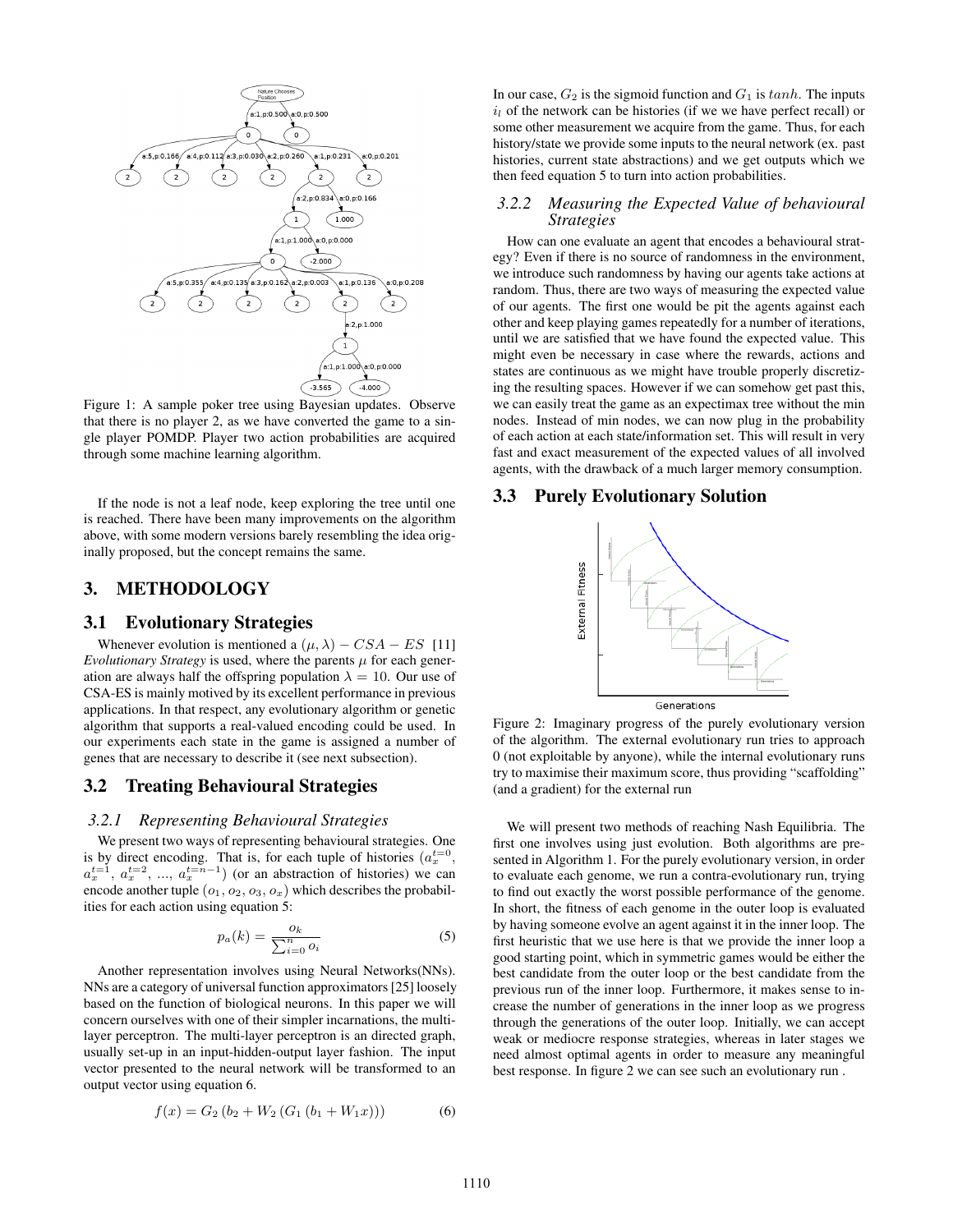Figure 1: A sample poker tree using Bayesian updates. Observe that there is no player 2, as we have converted the game to a single player POMDP. Player two action probabilities are acquired through some machine learning algorithm.

If the node is not a leaf node, keep exploring the tree until one is reached. There have been many improvements on the algorithm above, with some modern versions barely resembling the idea originally proposed, but the concept remains the same.

# 3. METHODOLOGY

## 3.1 Evolutionary Strategies

Whenever evolution is mentioned a $(\mu, \lambda) - CSA - ES$ [11] *Evolutionary Strategy* is used, where the parents $\mu$ for each generation are always half the offspring population $\lambda = 10$. Our use of CSA-ES is mainly motived by its excellent performance in previous applications. In that respect, any evolutionary algorithm or genetic algorithm that supports a real-valued encoding could be used. In our experiments each state in the game is assigned a number of genes that are necessary to describe it (see next subsection).

## 3.2 Treating Behavioural Strategies

### 3.2.1 Representing Behavioural Strategies

We present two ways of representing behavioural strategies. One is by direct encoding. That is, for each tuple of histories ($a_x^{t=0}$, $a_x^{t=1}$, $a_x^{t=2}$, ..., $a_x^{t=n-1}$) (or an abstraction of histories) we can encode another tuple ($o_1$, $o_2$, $o_3$, $o_x$) which describes the probabilities for each action using equation 5:

$$p_a(k) = \frac{o_k}{\sum_{i=0}^{n} o_i} \tag{5}$$

Another representation involves using Neural Networks(NNs). NNs are a category of universal function approximators [25] loosely based on the function of biological neurons. In this paper we will concern ourselves with one of their simpler incarnations, the multi-layer perceptron. The multi-layer perceptron is an directed graph, usually set-up in an input-hidden-output layer fashion. The input vector presented to the neural network will be transformed to an output vector using equation 6.

$$f(x) = G_2 \left(b_2 + W_2 \left(G_1 \left(b_1 + W_1 x\right)\right)\right) \tag{6}$$

In our case, $G_2$ is the sigmoid function and $G_1$ is $tanh$. The inputs $i_l$ of the network can be histories (if we we have perfect recall) or some other measurement we acquire from the game. Thus, for each history/state we provide some inputs to the neural network (ex. past histories, current state abstractions) and we get outputs which we then feed equation 5 to turn into action probabilities.

### 3.2.2 Measuring the Expected Value of behavioural Strategies

How can one evaluate an agent that encodes a behavioural strategy? Even if there is no source of randomness in the environment, we introduce such randomness by having our agents take actions at random. Thus, there are two ways of measuring the expected value of our agents. The first one would be pit the agents against each other and keep playing games repeatedly for a number of iterations, until we are satisfied that we have found the expected value. This might even be necessary in case where the rewards, actions and states are continuous as we might have trouble properly discretizing the resulting spaces. However if we can somehow get past this, we can easily treat the game as an expectimax tree without the min nodes. Instead of min nodes, we can now plug in the probability of each action at each state/information set. This will result in very fast and exact measurement of the expected values of all involved agents, with the drawback of a much larger memory consumption.

## 3.3 Purely Evolutionary Solution

Figure 2: Imaginary progress of the purely evolutionary version of the algorithm. The external evolutionary run tries to approach 0 (not exploitable by anyone), while the internal evolutionary runs try to maximise their maximum score, thus providing "scaffolding" (and a gradient) for the external run

We will present two methods of reaching Nash Equilibria. The first one involves using just evolution. Both algorithms are presented in Algorithm 1. For the purely evolutionary version, in order to evaluate each genome, we run a contra-evolutionary run, trying to find out exactly the worst possible performance of the genome. In short, the fitness of each genome in the outer loop is evaluated by having someone evolve an agent against it in the inner loop. The first heuristic that we use here is that we provide the inner loop a good starting point, which in symmetric games would be either the best candidate from the outer loop or the best candidate from the previous run of the inner loop. Furthermore, it makes sense to increase the number of generations in the inner loop as we progress through the generations of the outer loop. Initially, we can accept weak or mediocre response strategies, whereas in later stages we need almost optimal agents in order to measure any meaningful best response. In figure 2 we can see such an evolutionary run .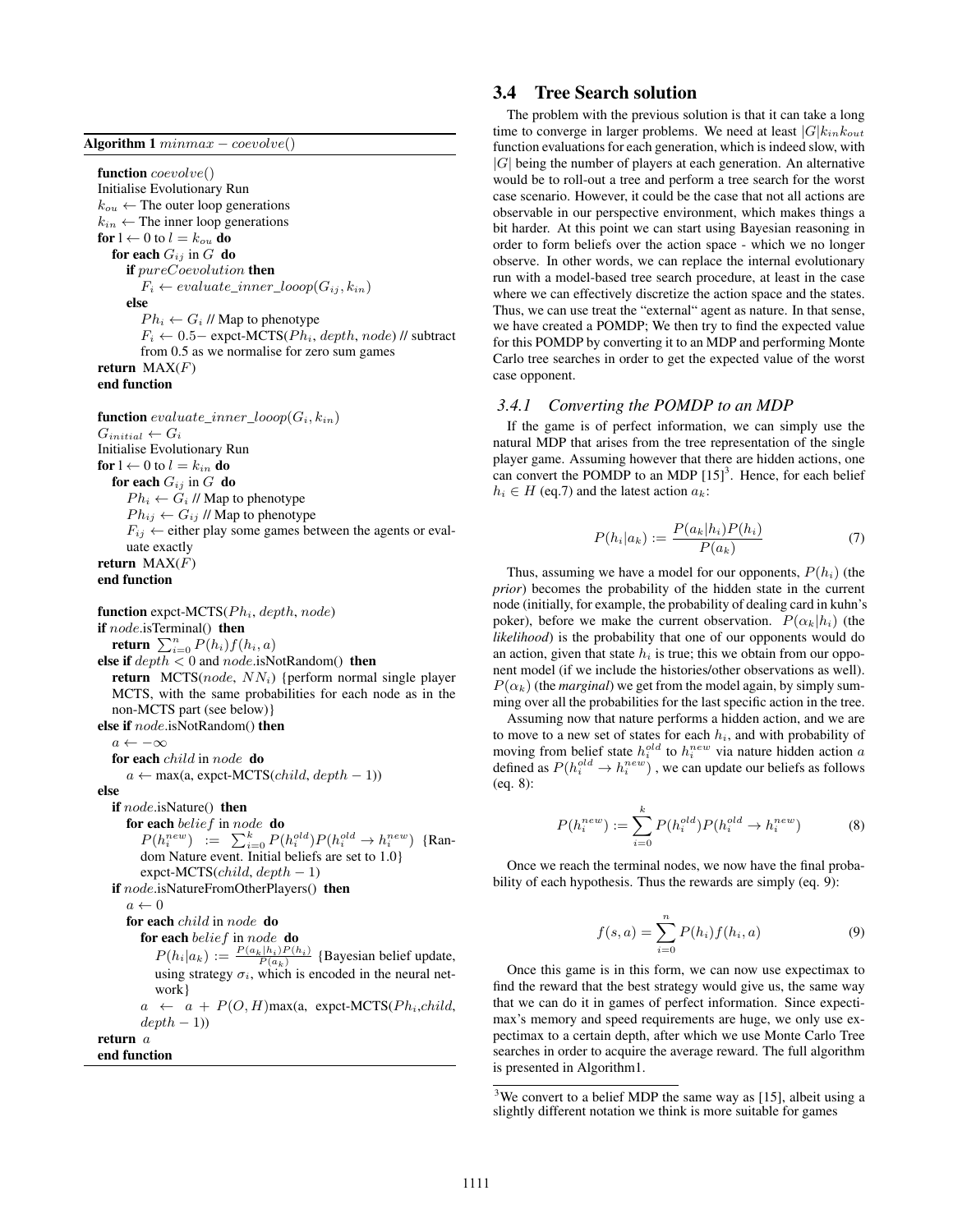**Algorithm 1** $minmax - coevolve()$

```
function coevolve()
Initialise Evolutionary Run
k_ou ← The outer loop generations
k_in ← The inner loop generations
for l ← 0 to l = k_ou do
   for each G_ij in G do
      if pureCoevolution then
         F_i ← evaluate_inner_looop(G_ij, k_in)
      else
         Ph_i ← G_i // Map to phenotype
         F_i ← 0.5− expct-MCTS(Ph_i, depth, node) // subtract
         from 0.5 as we normalise for zero sum games
return MAX(F)
end function

function evaluate_inner_looop(G_i, k_in)
G_initial ← G_i
Initialise Evolutionary Run
for l ← 0 to l = k_in do
   for each G_ij in G do
      Ph_i ← G_i // Map to phenotype
      Ph_ij ← G_ij // Map to phenotype
      F_ij ← either play some games between the agents or eval-
      uate exactly
return MAX(F)
end function

function expct-MCTS(Ph_i, depth, node)
if node.isTerminal() then
   return Σ_{i=0}^{n} P(h_i) f(h_i, a)
else if depth < 0 and node.isNotRandom() then
   return MCTS(node, NN_i) {perform normal single player
   MCTS, with the same probabilities for each node as in the
   non-MCTS part (see below)}
else if node.isNotRandom() then
   a ← −∞
   for each child in node do
      a ← max(a, expct-MCTS(child, depth − 1))
else
   if node.isNature() then
      for each belief in node do
         P(h_i^new) := Σ_{i=0}^{k} P(h_i^old) P(h_i^old → h_i^new) {Ran-
         dom Nature event. Initial beliefs are set to 1.0}
         expct-MCTS(child, depth − 1)
   if node.isNatureFromOtherPlayers() then
      a ← 0
      for each child in node do
         for each belief in node do
            P(h_i|a_k) := P(a_k|h_i)P(h_i) / P(a_k) {Bayesian belief update,
            using strategy σ_i, which is encoded in the neural net-
            work}
         a ← a + P(O, H) max(a, expct-MCTS(Ph_i, child,
         depth − 1))
return a
end function
```

## 3.4 Tree Search solution

The problem with the previous solution is that it can take a long time to converge in larger problems. We need at least $|G|k_{in}k_{out}$ function evaluations for each generation, which is indeed slow, with $|G|$ being the number of players at each generation. An alternative would be to roll-out a tree and perform a tree search for the worst case scenario. However, it could be the case that not all actions are observable in our perspective environment, which makes things a bit harder. At this point we can start using Bayesian reasoning in order to form beliefs over the action space - which we no longer observe. In other words, we can replace the internal evolutionary run with a model-based tree search procedure, at least in the case where we can effectively discretize the action space and the states. Thus, we can use treat the "external" agent as nature. In that sense, we have created a POMDP; We then try to find the expected value for this POMDP by converting it to an MDP and performing Monte Carlo tree searches in order to get the expected value of the worst case opponent.

### 3.4.1 Converting the POMDP to an MDP

If the game is of perfect information, we can simply use the natural MDP that arises from the tree representation of the single player game. Assuming however that there are hidden actions, one can convert the POMDP to an MDP [15][3]. Hence, for each belief $h_i \in H$ (eq.7) and the latest action $a_k$:

$$P(h_i|a_k) := \frac{P(a_k|h_i)P(h_i)}{P(a_k)} \tag{7}$$

Thus, assuming we have a model for our opponents, $P(h_i)$ (the ***prior***) becomes the probability of the hidden state in the current node (initially, for example, the probability of dealing card in kuhn's poker), before we make the current observation. $P(\alpha_k|h_i)$ (the ***likelihood***) is the probability that one of our opponents would do an action, given that state $h_i$ is true; this we obtain from our opponent model (if we include the histories/other observations as well). $P(\alpha_k)$ (the ***marginal***) we get from the model again, by simply summing over all the probabilities for the last specific action in the tree.

Assuming now that nature performs a hidden action, and we are to move to a new set of states for each $h_i$, and with probability of moving from belief state $h_i^{old}$ to $h_i^{new}$ via nature hidden action $a$ defined as $P(h_i^{old} \rightarrow h_i^{new})$, we can update our beliefs as follows (eq. 8):

$$P(h_i^{new}) := \sum_{i=0}^{k} P(h_i^{old})P(h_i^{old} \rightarrow h_i^{new}) \tag{8}$$

Once we reach the terminal nodes, we now have the final probability of each hypothesis. Thus the rewards are simply (eq. 9):

$$f(s,a) = \sum_{i=0}^{n} P(h_i)f(h_i,a) \tag{9}$$

Once this game is in this form, we can now use expectimax to find the reward that the best strategy would give us, the same way that we can do it in games of perfect information. Since expectimax's memory and speed requirements are huge, we only use expectimax to a certain depth, after which we use Monte Carlo Tree searches in order to acquire the average reward. The full algorithm is presented in Algorithm1.

[3] We convert to a belief MDP the same way as [15], albeit using a slightly different notation we think is more suitable for games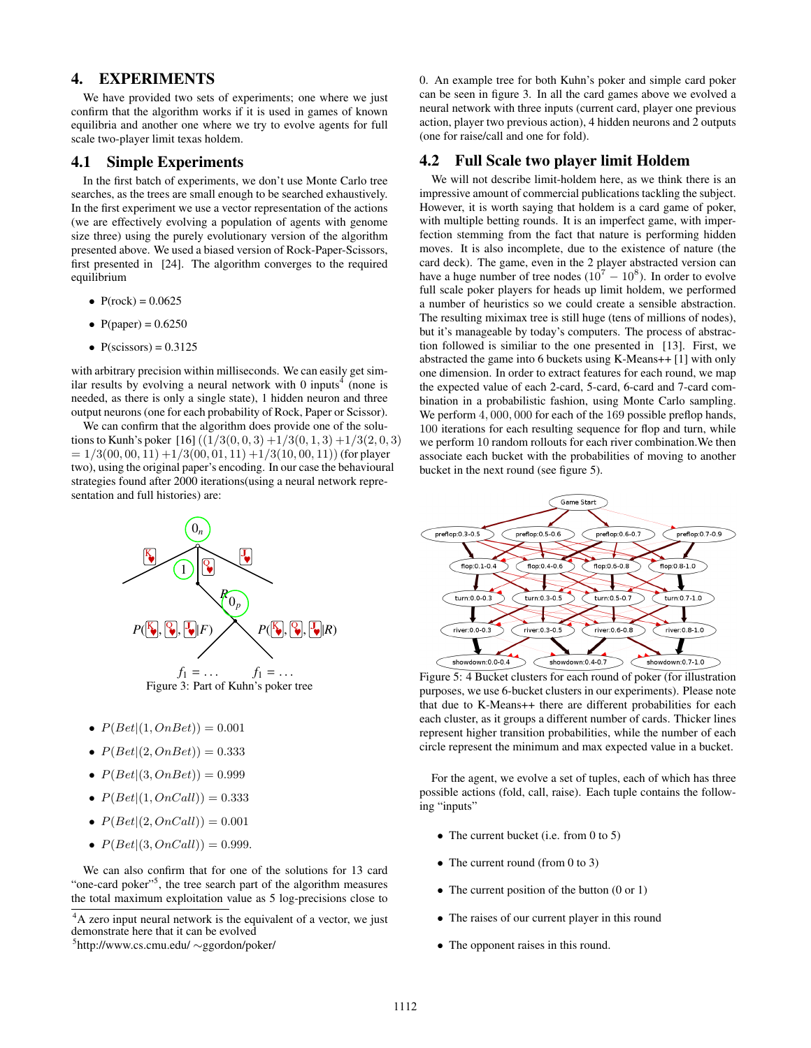## 4. EXPERIMENTS

We have provided two sets of experiments; one where we just confirm that the algorithm works if it is used in games of known equilibria and another one where we try to evolve agents for full scale two-player limit texas holdem.

### 4.1 Simple Experiments

In the first batch of experiments, we don't use Monte Carlo tree searches, as the trees are small enough to be searched exhaustively. In the first experiment we use a vector representation of the actions (we are effectively evolving a population of agents with genome size three) using the purely evolutionary version of the algorithm presented above. We used a biased version of Rock-Paper-Scissors, first presented in [24]. The algorithm converges to the required equilibrium

- P(rock) = 0.0625
- P(paper) = 0.6250
- P(scissors) = 0.3125

with arbitrary precision within milliseconds. We can easily get similar results by evolving a neural network with 0 inputs[4] (none is needed, as there is only a single state), 1 hidden neuron and three output neurons (one for each probability of Rock, Paper or Scissor).

We can confirm that the algorithm does provide one of the solutions to Kunh's poker [16] $((1/3(0,0,3) + 1/3(0,1,3) + 1/3(2,0,3) = 1/3(00,00,11) + 1/3(00,01,11) + 1/3(10,00,11))$ (for player two), using the original paper's encoding. In our case the behavioural strategies found after 2000 iterations(using a neural network representation and full histories) are:

Figure 3: Part of Kuhn's poker tree

- $P(Bet|(1, OnBet)) = 0.001$
- $P(Bet|(2, OnBet)) = 0.333$
- $P(Bet|(3, OnBet)) = 0.999$
- $P(Bet|(1, OnCall)) = 0.333$
- $P(Bet|(2, OnCall)) = 0.001$
- $P(Bet|(3, OnCall)) = 0.999.$

We can also confirm that for one of the solutions for 13 card "one-card poker"[5], the tree search part of the algorithm measures the total maximum exploitation value as 5 log-precisions close to 0. An example tree for both Kuhn's poker and simple card poker can be seen in figure 3. In all the card games above we evolved a neural network with three inputs (current card, player one previous action, player two previous action), 4 hidden neurons and 2 outputs (one for raise/call and one for fold).

[4] A zero input neural network is the equivalent of a vector, we just demonstrate here that it can be evolved

[5] http://www.cs.cmu.edu/ ∼ggordon/poker/

### 4.2 Full Scale two player limit Holdem

We will not describe limit-holdem here, as we think there is an impressive amount of commercial publications tackling the subject. However, it is worth saying that holdem is a card game of poker, with multiple betting rounds. It is an imperfect game, with imperfection stemming from the fact that nature is performing hidden moves. It is also incomplete, due to the existence of nature (the card deck). The game, even in the 2 player abstracted version can have a huge number of tree nodes ($10^7 - 10^8$). In order to evolve full scale poker players for heads up limit holdem, we performed a number of heuristics so we could create a sensible abstraction. The resulting miximax tree is still huge (tens of millions of nodes), but it's manageable by today's computers. The process of abstraction followed is similiar to the one presented in [13]. First, we abstracted the game into 6 buckets using K-Means++ [1] with only one dimension. In order to extract features for each round, we map the expected value of each 2-card, 5-card, 6-card and 7-card combination in a probabilistic fashion, using Monte Carlo sampling. We perform 4,000,000 for each of the 169 possible preflop hands, 100 iterations for each resulting sequence for flop and turn, while we perform 10 random rollouts for each river combination.We then associate each bucket with the probabilities of moving to another bucket in the next round (see figure 5).

Figure 5: 4 Bucket clusters for each round of poker (for illustration purposes, we use 6-bucket clusters in our experiments). Please note that due to K-Means++ there are different probabilities for each each cluster, as it groups a different number of cards. Thicker lines represent higher transition probabilities, while the number of each circle represent the minimum and max expected value in a bucket.

For the agent, we evolve a set of tuples, each of which has three possible actions (fold, call, raise). Each tuple contains the following "inputs"

- The current bucket (i.e. from 0 to 5)
- The current round (from 0 to 3)
- The current position of the button (0 or 1)
- The raises of our current player in this round
- The opponent raises in this round.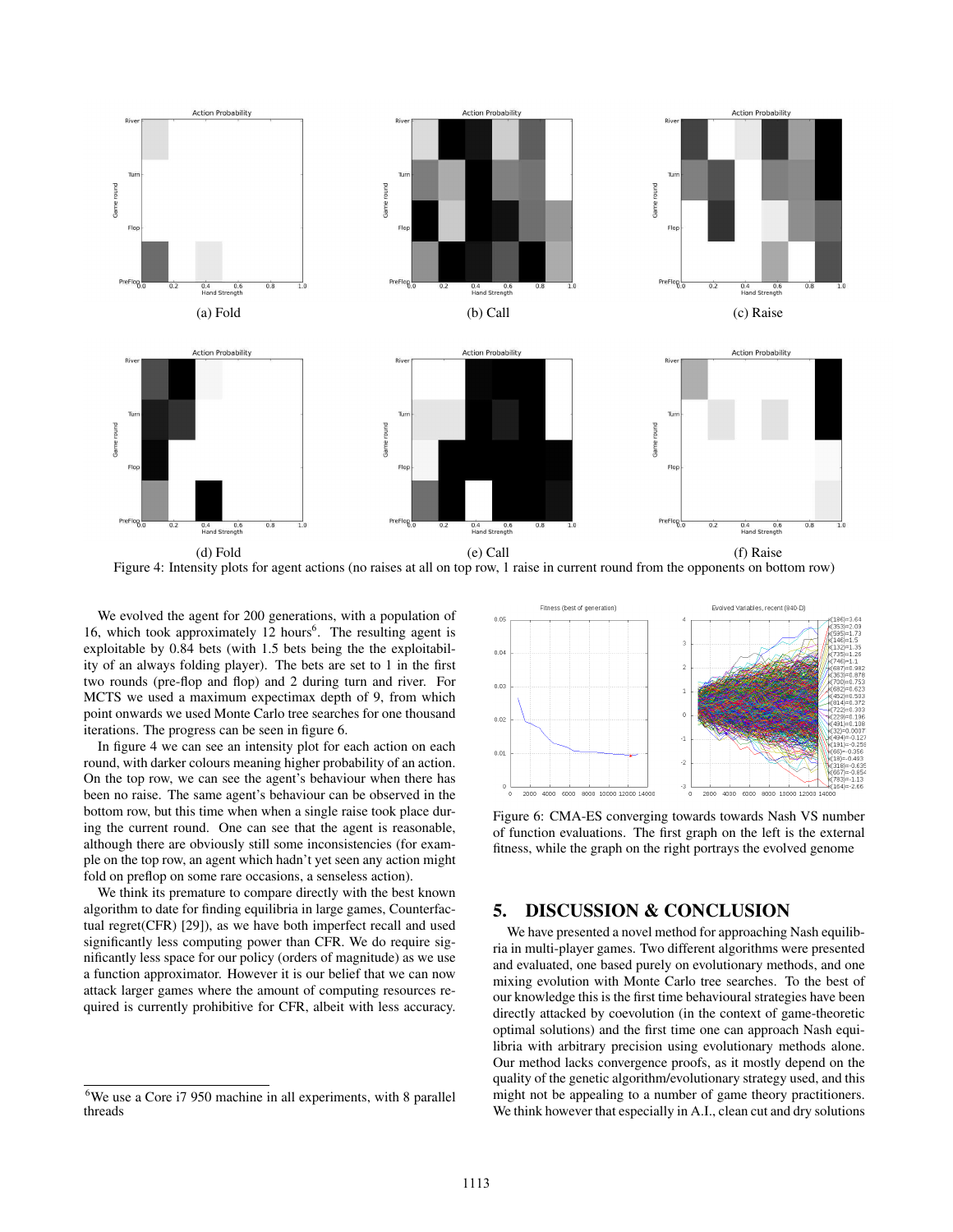(a) Fold

(b) Call

(c) Raise

(d) Fold

(e) Call

(f) Raise

Figure 4: Intensity plots for agent actions (no raises at all on top row, 1 raise in current round from the opponents on bottom row)

We evolved the agent for 200 generations, with a population of 16, which took approximately 12 hours[6]. The resulting agent is exploitable by 0.84 bets (with 1.5 bets being the the exploitability of an always folding player). The bets are set to 1 in the first two rounds (pre-flop and flop) and 2 during turn and river. For MCTS we used a maximum expectimax depth of 9, from which point onwards we used Monte Carlo tree searches for one thousand iterations. The progress can be seen in figure 6.

In figure 4 we can see an intensity plot for each action on each round, with darker colours meaning higher probability of an action. On the top row, we can see the agent's behaviour when there has been no raise. The same agent's behaviour can be observed in the bottom row, but this time when a single raise took place during the current round. One can see that the agent is reasonable, although there are obviously still some inconsistencies (for example on the top row, an agent which hadn't yet seen any action might fold on preflop on some rare occasions, a senseless action).

We think its premature to compare directly with the best known algorithm to date for finding equilibria in large games, Counterfactual regret(CFR) [29]), as we have both imperfect recall and used significantly less computing power than CFR. We do require significantly less space for our policy (orders of magnitude) as we use a function approximator. However it is our belief that we can now attack larger games where the amount of computing resources required is currently prohibitive for CFR, albeit with less accuracy.

[6]We use a Core i7 950 machine in all experiments, with 8 parallel threads

Figure 6: CMA-ES converging towards towards Nash VS number of function evaluations. The first graph on the left is the external fitness, while the graph on the right portrays the evolved genome

## 5. DISCUSSION & CONCLUSION

We have presented a novel method for approaching Nash equilibria in multi-player games. Two different algorithms were presented and evaluated, one based purely on evolutionary methods, and one mixing evolution with Monte Carlo tree searches. To the best of our knowledge this is the first time behavioural strategies have been directly attacked by coevolution (in the context of game-theoretic optimal solutions) and the first time one can approach Nash equilibria with arbitrary precision using evolutionary methods alone. Our method lacks convergence proofs, as it mostly depend on the quality of the genetic algorithm/evolutionary strategy used, and this might not be appealing to a number of game theory practitioners. We think however that especially in A.I., clean cut and dry solutions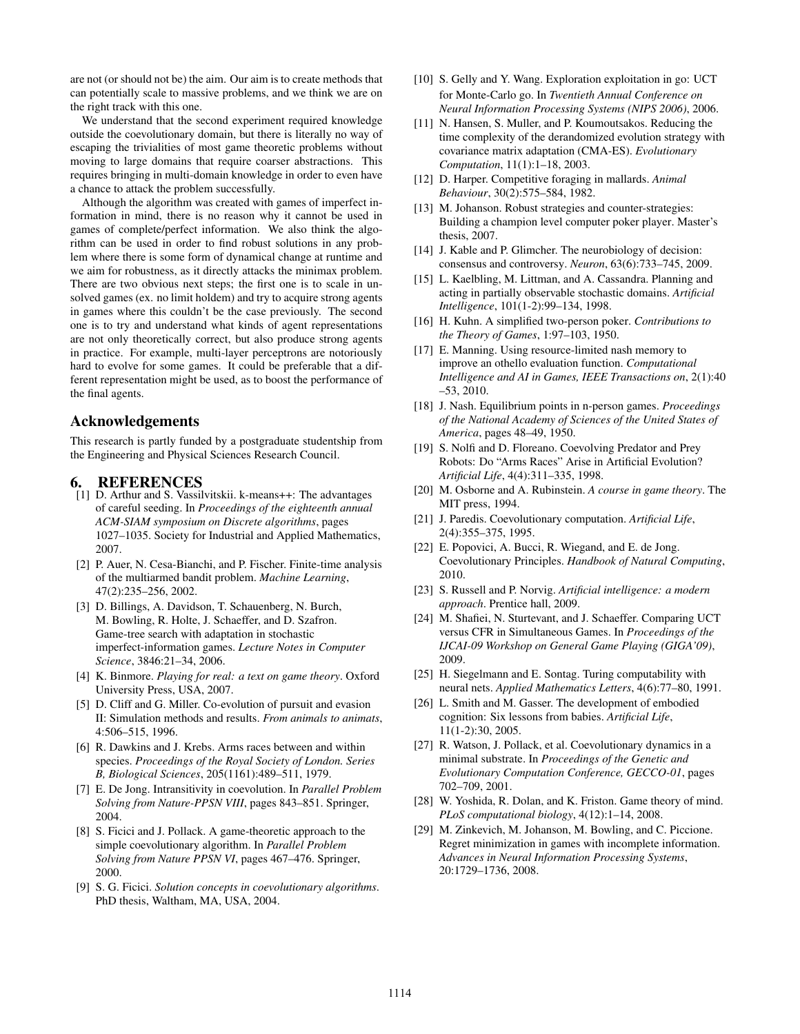are not (or should not be) the aim. Our aim is to create methods that can potentially scale to massive problems, and we think we are on the right track with this one.

We understand that the second experiment required knowledge outside the coevolutionary domain, but there is literally no way of escaping the trivialities of most game theoretic problems without moving to large domains that require coarser abstractions. This requires bringing in multi-domain knowledge in order to even have a chance to attack the problem successfully.

Although the algorithm was created with games of imperfect information in mind, there is no reason why it cannot be used in games of complete/perfect information. We also think the algorithm can be used in order to find robust solutions in any problem where there is some form of dynamical change at runtime and we aim for robustness, as it directly attacks the minimax problem. There are two obvious next steps; the first one is to scale in unsolved games (ex. no limit holdem) and try to acquire strong agents in games where this couldn't be the case previously. The second one is to try and understand what kinds of agent representations are not only theoretically correct, but also produce strong agents in practice. For example, multi-layer perceptrons are notoriously hard to evolve for some games. It could be preferable that a different representation might be used, as to boost the performance of the final agents.

## Acknowledgements

This research is partly funded by a postgraduate studentship from the Engineering and Physical Sciences Research Council.

# 6. REFERENCES

[1] D. Arthur and S. Vassilvitskii. k-means++: The advantages of careful seeding. In *Proceedings of the eighteenth annual ACM-SIAM symposium on Discrete algorithms*, pages 1027–1035. Society for Industrial and Applied Mathematics, 2007.

[2] P. Auer, N. Cesa-Bianchi, and P. Fischer. Finite-time analysis of the multiarmed bandit problem. *Machine Learning*, 47(2):235–256, 2002.

[3] D. Billings, A. Davidson, T. Schauenberg, N. Burch, M. Bowling, R. Holte, J. Schaeffer, and D. Szafron. Game-tree search with adaptation in stochastic imperfect-information games. *Lecture Notes in Computer Science*, 3846:21–34, 2006.

[4] K. Binmore. *Playing for real: a text on game theory*. Oxford University Press, USA, 2007.

[5] D. Cliff and G. Miller. Co-evolution of pursuit and evasion II: Simulation methods and results. *From animals to animats*, 4:506–515, 1996.

[6] R. Dawkins and J. Krebs. Arms races between and within species. *Proceedings of the Royal Society of London. Series B, Biological Sciences*, 205(1161):489–511, 1979.

[7] E. De Jong. Intransitivity in coevolution. In *Parallel Problem Solving from Nature-PPSN VIII*, pages 843–851. Springer, 2004.

[8] S. Ficici and J. Pollack. A game-theoretic approach to the simple coevolutionary algorithm. In *Parallel Problem Solving from Nature PPSN VI*, pages 467–476. Springer, 2000.

[9] S. G. Ficici. *Solution concepts in coevolutionary algorithms*. PhD thesis, Waltham, MA, USA, 2004.

[10] S. Gelly and Y. Wang. Exploration exploitation in go: UCT for Monte-Carlo go. In *Twentieth Annual Conference on Neural Information Processing Systems (NIPS 2006)*, 2006.

[11] N. Hansen, S. Muller, and P. Koumoutsakos. Reducing the time complexity of the derandomized evolution strategy with covariance matrix adaptation (CMA-ES). *Evolutionary Computation*, 11(1):1–18, 2003.

[12] D. Harper. Competitive foraging in mallards. *Animal Behaviour*, 30(2):575–584, 1982.

[13] M. Johanson. Robust strategies and counter-strategies: Building a champion level computer poker player. Master's thesis, 2007.

[14] J. Kable and P. Glimcher. The neurobiology of decision: consensus and controversy. *Neuron*, 63(6):733–745, 2009.

[15] L. Kaelbling, M. Littman, and A. Cassandra. Planning and acting in partially observable stochastic domains. *Artificial Intelligence*, 101(1-2):99–134, 1998.

[16] H. Kuhn. A simplified two-person poker. *Contributions to the Theory of Games*, 1:97–103, 1950.

[17] E. Manning. Using resource-limited nash memory to improve an othello evaluation function. *Computational Intelligence and AI in Games, IEEE Transactions on*, 2(1):40 –53, 2010.

[18] J. Nash. Equilibrium points in n-person games. *Proceedings of the National Academy of Sciences of the United States of America*, pages 48–49, 1950.

[19] S. Nolfi and D. Floreano. Coevolving Predator and Prey Robots: Do "Arms Races" Arise in Artificial Evolution? *Artificial Life*, 4(4):311–335, 1998.

[20] M. Osborne and A. Rubinstein. *A course in game theory*. The MIT press, 1994.

[21] J. Paredis. Coevolutionary computation. *Artificial Life*, 2(4):355–375, 1995.

[22] E. Popovici, A. Bucci, R. Wiegand, and E. de Jong. Coevolutionary Principles. *Handbook of Natural Computing*, 2010.

[23] S. Russell and P. Norvig. *Artificial intelligence: a modern approach*. Prentice hall, 2009.

[24] M. Shafiei, N. Sturtevant, and J. Schaeffer. Comparing UCT versus CFR in Simultaneous Games. In *Proceedings of the IJCAI-09 Workshop on General Game Playing (GIGA'09)*, 2009.

[25] H. Siegelmann and E. Sontag. Turing computability with neural nets. *Applied Mathematics Letters*, 4(6):77–80, 1991.

[26] L. Smith and M. Gasser. The development of embodied cognition: Six lessons from babies. *Artificial Life*, 11(1-2):30, 2005.

[27] R. Watson, J. Pollack, et al. Coevolutionary dynamics in a minimal substrate. In *Proceedings of the Genetic and Evolutionary Computation Conference, GECCO-01*, pages 702–709, 2001.

[28] W. Yoshida, R. Dolan, and K. Friston. Game theory of mind. *PLoS computational biology*, 4(12):1–14, 2008.

[29] M. Zinkevich, M. Johanson, M. Bowling, and C. Piccione. Regret minimization in games with incomplete information. *Advances in Neural Information Processing Systems*, 20:1729–1736, 2008.